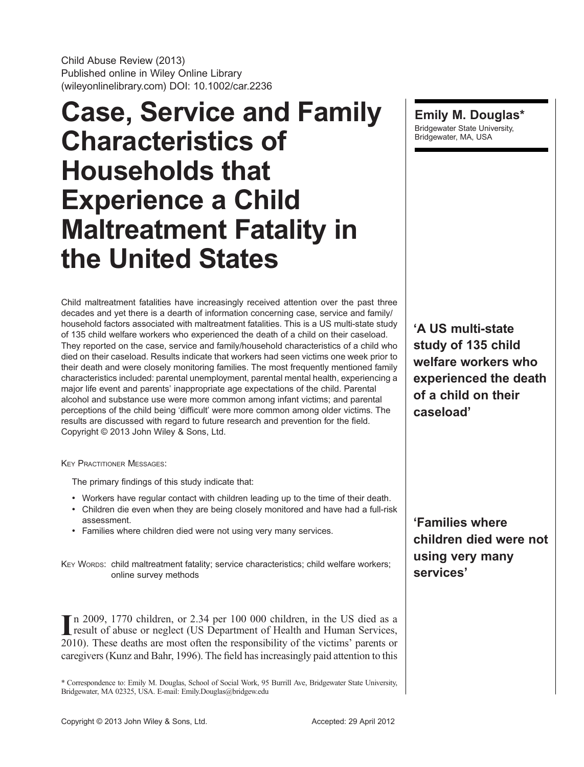Child Abuse Review (2013)
Published online in Wiley Online Library
(wileyonlinelibrary.com) DOI: 10.1002/car.2236

# Case, Service and Family Characteristics of Households that Experience a Child Maltreatment Fatality in the United States

**Emily M. Douglas***
Bridgewater State University, Bridgewater, MA, USA

Child maltreatment fatalities have increasingly received attention over the past three decades and yet there is a dearth of information concerning case, service and family/household factors associated with maltreatment fatalities. This is a US multi-state study of 135 child welfare workers who experienced the death of a child on their caseload. They reported on the case, service and family/household characteristics of a child who died on their caseload. Results indicate that workers had seen victims one week prior to their death and were closely monitoring families. The most frequently mentioned family characteristics included: parental unemployment, parental mental health, experiencing a major life event and parents' inappropriate age expectations of the child. Parental alcohol and substance use were more common among infant victims; and parental perceptions of the child being 'difficult' were more common among older victims. The results are discussed with regard to future research and prevention for the field. Copyright © 2013 John Wiley & Sons, Ltd.

**'A US multi-state study of 135 child welfare workers who experienced the death of a child on their caseload'**

Key Practitioner Messages:

The primary findings of this study indicate that:

- Workers have regular contact with children leading up to the time of their death.
- Children die even when they are being closely monitored and have had a full-risk assessment.
- Families where children died were not using very many services.

**'Families where children died were not using very many services'**

Key Words: child maltreatment fatality; service characteristics; child welfare workers; online survey methods

In 2009, 1770 children, or 2.34 per 100 000 children, in the US died as a result of abuse or neglect (US Department of Health and Human Services, 2010). These deaths are most often the responsibility of the victims' parents or caregivers (Kunz and Bahr, 1996). The field has increasingly paid attention to this

\* Correspondence to: Emily M. Douglas, School of Social Work, 95 Burrill Ave, Bridgewater State University, Bridgewater, MA 02325, USA. E-mail: Emily.Douglas@bridgew.edu

Copyright © 2013 John Wiley & Sons, Ltd.

Accepted: 29 April 2012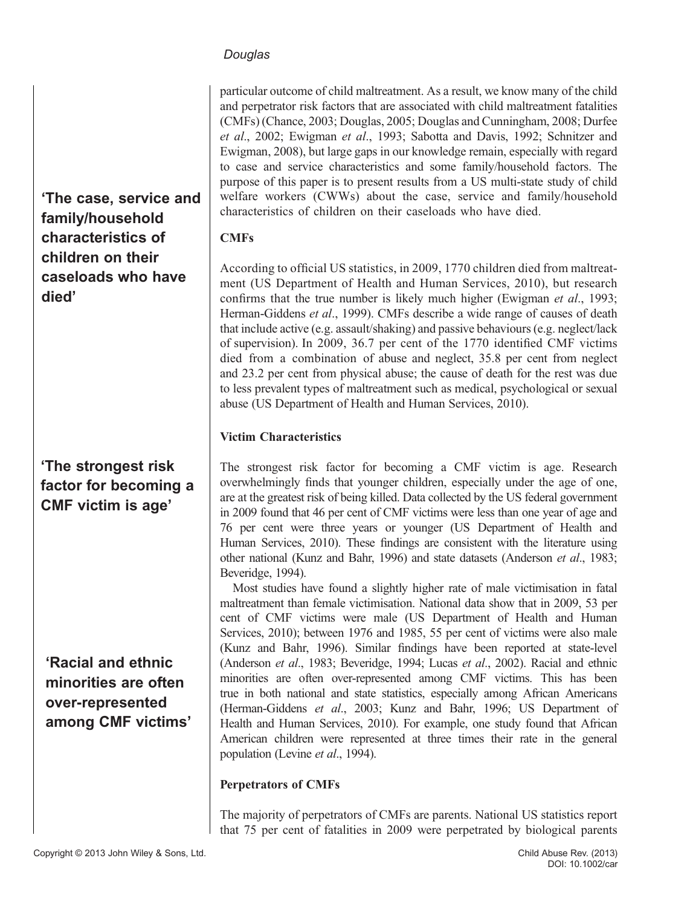particular outcome of child maltreatment. As a result, we know many of the child and perpetrator risk factors that are associated with child maltreatment fatalities (CMFs) (Chance, 2003; Douglas, 2005; Douglas and Cunningham, 2008; Durfee *et al*., 2002; Ewigman *et al*., 1993; Sabotta and Davis, 1992; Schnitzer and Ewigman, 2008), but large gaps in our knowledge remain, especially with regard to case and service characteristics and some family/household factors. The purpose of this paper is to present results from a US multi-state study of child welfare workers (CWWs) about the case, service and family/household characteristics of children on their caseloads who have died.

**'The case, service and family/household characteristics of children on their caseloads who have died'**

### CMFs

According to official US statistics, in 2009, 1770 children died from maltreatment (US Department of Health and Human Services, 2010), but research confirms that the true number is likely much higher (Ewigman *et al*., 1993; Herman-Giddens *et al*., 1999). CMFs describe a wide range of causes of death that include active (e.g. assault/shaking) and passive behaviours (e.g. neglect/lack of supervision). In 2009, 36.7 per cent of the 1770 identified CMF victims died from a combination of abuse and neglect, 35.8 per cent from neglect and 23.2 per cent from physical abuse; the cause of death for the rest was due to less prevalent types of maltreatment such as medical, psychological or sexual abuse (US Department of Health and Human Services, 2010).

### Victim Characteristics

**'The strongest risk factor for becoming a CMF victim is age'**

The strongest risk factor for becoming a CMF victim is age. Research overwhelmingly finds that younger children, especially under the age of one, are at the greatest risk of being killed. Data collected by the US federal government in 2009 found that 46 per cent of CMF victims were less than one year of age and 76 per cent were three years or younger (US Department of Health and Human Services, 2010). These findings are consistent with the literature using other national (Kunz and Bahr, 1996) and state datasets (Anderson *et al*., 1983; Beveridge, 1994).

Most studies have found a slightly higher rate of male victimisation in fatal maltreatment than female victimisation. National data show that in 2009, 53 per cent of CMF victims were male (US Department of Health and Human Services, 2010); between 1976 and 1985, 55 per cent of victims were also male (Kunz and Bahr, 1996). Similar findings have been reported at state-level (Anderson *et al*., 1983; Beveridge, 1994; Lucas *et al*., 2002). Racial and ethnic minorities are often over-represented among CMF victims. This has been true in both national and state statistics, especially among African Americans (Herman-Giddens *et al*., 2003; Kunz and Bahr, 1996; US Department of Health and Human Services, 2010). For example, one study found that African American children were represented at three times their rate in the general population (Levine *et al*., 1994).

**'Racial and ethnic minorities are often over-represented among CMF victims'**

### Perpetrators of CMFs

The majority of perpetrators of CMFs are parents. National US statistics report that 75 per cent of fatalities in 2009 were perpetrated by biological parents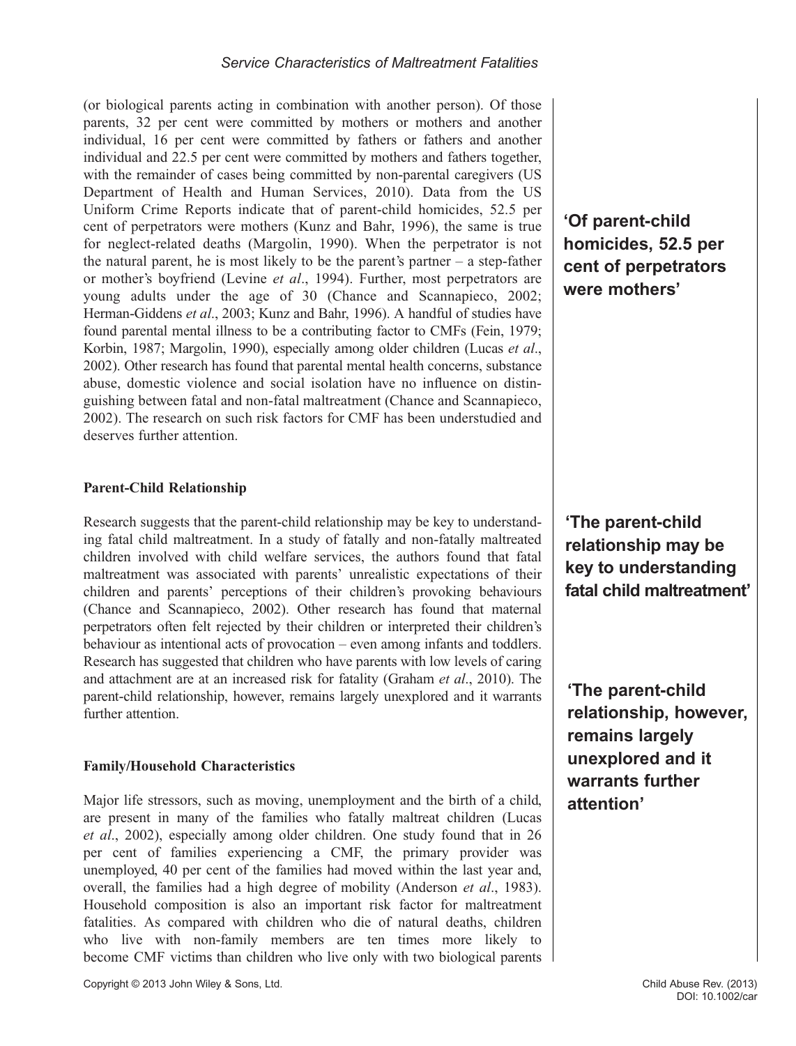(or biological parents acting in combination with another person). Of those parents, 32 per cent were committed by mothers or mothers and another individual, 16 per cent were committed by fathers or fathers and another individual and 22.5 per cent were committed by mothers and fathers together, with the remainder of cases being committed by non-parental caregivers (US Department of Health and Human Services, 2010). Data from the US Uniform Crime Reports indicate that of parent-child homicides, 52.5 per cent of perpetrators were mothers (Kunz and Bahr, 1996), the same is true for neglect-related deaths (Margolin, 1990). When the perpetrator is not the natural parent, he is most likely to be the parent's partner – a step-father or mother's boyfriend (Levine *et al*., 1994). Further, most perpetrators are young adults under the age of 30 (Chance and Scannapieco, 2002; Herman-Giddens *et al*., 2003; Kunz and Bahr, 1996). A handful of studies have found parental mental illness to be a contributing factor to CMFs (Fein, 1979; Korbin, 1987; Margolin, 1990), especially among older children (Lucas *et al*., 2002). Other research has found that parental mental health concerns, substance abuse, domestic violence and social isolation have no influence on distinguishing between fatal and non-fatal maltreatment (Chance and Scannapieco, 2002). The research on such risk factors for CMF has been understudied and deserves further attention.

**'Of parent-child homicides, 52.5 per cent of perpetrators were mothers'**

### Parent-Child Relationship

Research suggests that the parent-child relationship may be key to understanding fatal child maltreatment. In a study of fatally and non-fatally maltreated children involved with child welfare services, the authors found that fatal maltreatment was associated with parents' unrealistic expectations of their children and parents' perceptions of their children's provoking behaviours (Chance and Scannapieco, 2002). Other research has found that maternal perpetrators often felt rejected by their children or interpreted their children's behaviour as intentional acts of provocation – even among infants and toddlers. Research has suggested that children who have parents with low levels of caring and attachment are at an increased risk for fatality (Graham *et al*., 2010). The parent-child relationship, however, remains largely unexplored and it warrants further attention.

**'The parent-child relationship may be key to understanding fatal child maltreatment'**

**'The parent-child relationship, however, remains largely unexplored and it warrants further attention'**

### Family/Household Characteristics

Major life stressors, such as moving, unemployment and the birth of a child, are present in many of the families who fatally maltreat children (Lucas *et al*., 2002), especially among older children. One study found that in 26 per cent of families experiencing a CMF, the primary provider was unemployed, 40 per cent of the families had moved within the last year and, overall, the families had a high degree of mobility (Anderson *et al*., 1983). Household composition is also an important risk factor for maltreatment fatalities. As compared with children who die of natural deaths, children who live with non-family members are ten times more likely to become CMF victims than children who live only with two biological parents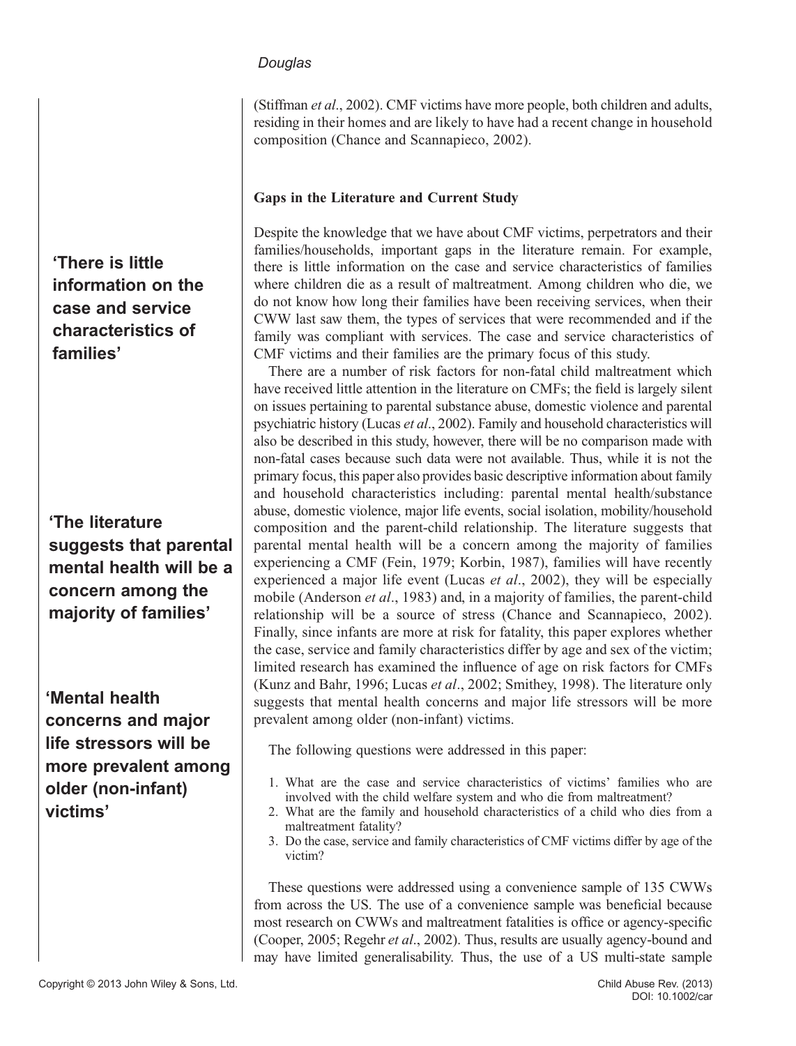(Stiffman *et al*., 2002). CMF victims have more people, both children and adults, residing in their homes and are likely to have had a recent change in household composition (Chance and Scannapieco, 2002).

### Gaps in the Literature and Current Study

Despite the knowledge that we have about CMF victims, perpetrators and their families/households, important gaps in the literature remain. For example, there is little information on the case and service characteristics of families where children die as a result of maltreatment. Among children who die, we do not know how long their families have been receiving services, when their CWW last saw them, the types of services that were recommended and if the family was compliant with services. The case and service characteristics of CMF victims and their families are the primary focus of this study.

**'There is little information on the case and service characteristics of families'**

There are a number of risk factors for non-fatal child maltreatment which have received little attention in the literature on CMFs; the field is largely silent on issues pertaining to parental substance abuse, domestic violence and parental psychiatric history (Lucas *et al*., 2002). Family and household characteristics will also be described in this study, however, there will be no comparison made with non-fatal cases because such data were not available. Thus, while it is not the primary focus, this paper also provides basic descriptive information about family and household characteristics including: parental mental health/substance abuse, domestic violence, major life events, social isolation, mobility/household composition and the parent-child relationship. The literature suggests that parental mental health will be a concern among the majority of families experiencing a CMF (Fein, 1979; Korbin, 1987), families will have recently experienced a major life event (Lucas *et al*., 2002), they will be especially mobile (Anderson *et al*., 1983) and, in a majority of families, the parent-child relationship will be a source of stress (Chance and Scannapieco, 2002). Finally, since infants are more at risk for fatality, this paper explores whether the case, service and family characteristics differ by age and sex of the victim; limited research has examined the influence of age on risk factors for CMFs (Kunz and Bahr, 1996; Lucas *et al*., 2002; Smithey, 1998). The literature only suggests that mental health concerns and major life stressors will be more prevalent among older (non-infant) victims.

**'The literature suggests that parental mental health will be a concern among the majority of families'**

**'Mental health concerns and major life stressors will be more prevalent among older (non-infant) victims'**

The following questions were addressed in this paper:

1. What are the case and service characteristics of victims' families who are involved with the child welfare system and who die from maltreatment?
2. What are the family and household characteristics of a child who dies from a maltreatment fatality?
3. Do the case, service and family characteristics of CMF victims differ by age of the victim?

These questions were addressed using a convenience sample of 135 CWWs from across the US. The use of a convenience sample beneficial because most research on CWWs and maltreatment fatalities is office or agency-specific (Cooper, 2005; Regehr *et al*., 2002). Thus, results are usually agency-bound and may have limited generalisability. Thus, the use of a US multi-state sample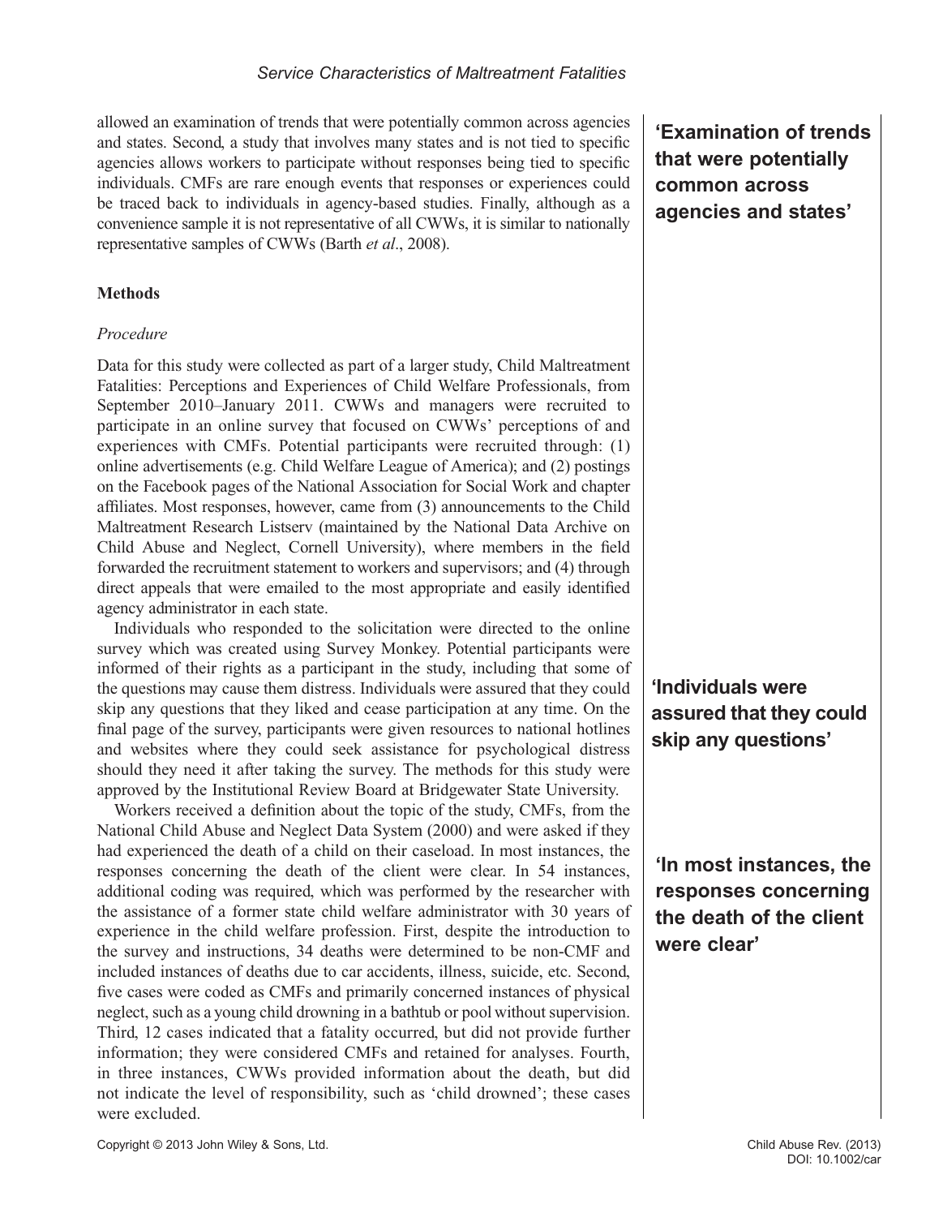allowed an examination of trends that were potentially common across agencies and states. Second, a study that involves many states and is not tied to specific agencies allows workers to participate without responses being tied to specific individuals. CMFs are rare enough events that responses or experiences could be traced back to individuals in agency-based studies. Finally, although as a convenience sample it is not representative of all CWWs, it is similar to nationally representative samples of CWWs (Barth *et al*., 2008).

**'Examination of trends that were potentially common across agencies and states'**

## Methods

### *Procedure*

Data for this study were collected as part of a larger study, Child Maltreatment Fatalities: Perceptions and Experiences of Child Welfare Professionals, from September 2010–January 2011. CWWs and managers were recruited to participate in an online survey that focused on CWWs' perceptions of and experiences with CMFs. Potential participants were recruited through: (1) online advertisements (e.g. Child Welfare League of America); and (2) postings on the Facebook pages of the National Association for Social Work and chapter affiliates. Most responses, however, came from (3) announcements to the Child Maltreatment Research Listserv (maintained by the National Data Archive on Child Abuse and Neglect, Cornell University), where members in the field forwarded the recruitment statement to workers and supervisors; and (4) through direct appeals that were emailed to the most appropriate and easily identified agency administrator in each state.

Individuals who responded to the solicitation were directed to the online survey which was created using Survey Monkey. Potential participants were informed of their rights as a participant in the study, including that some of the questions may cause them distress. Individuals were assured that they could skip any questions that they liked and cease participation at any time. On the final page of the survey, participants were given resources to national hotlines and websites where they could seek assistance for psychological distress should they need it after taking the survey. The methods for this study were approved by the Institutional Review Board at Bridgewater State University.

**'Individuals were assured that they could skip any questions'**

Workers received a definition about the topic of the study, CMFs, from the National Child Abuse and Neglect Data System (2000) and were asked if they had experienced the death of a child on their caseload. In most instances, the responses concerning the death of the client were clear. In 54 instances, additional coding was required, which was performed by the researcher with the assistance of a former state child welfare administrator with 30 years of experience in the child welfare profession. First, despite the introduction to the survey and instructions, 34 deaths were determined to be non-CMF and included instances of deaths due to car accidents, illness, suicide, etc. Second, five cases were coded as CMFs and primarily concerned instances of physical neglect, such as a young child drowning in a bathtub or pool without supervision. Third, 12 cases indicated that a fatality occurred, but did not provide further information; they were considered CMFs and retained for analyses. Fourth, in three instances, CWWs provided information about the death, but did not indicate the level of responsibility, such as 'child drowned'; these cases were excluded.

**'In most instances, the responses concerning the death of the client were clear'**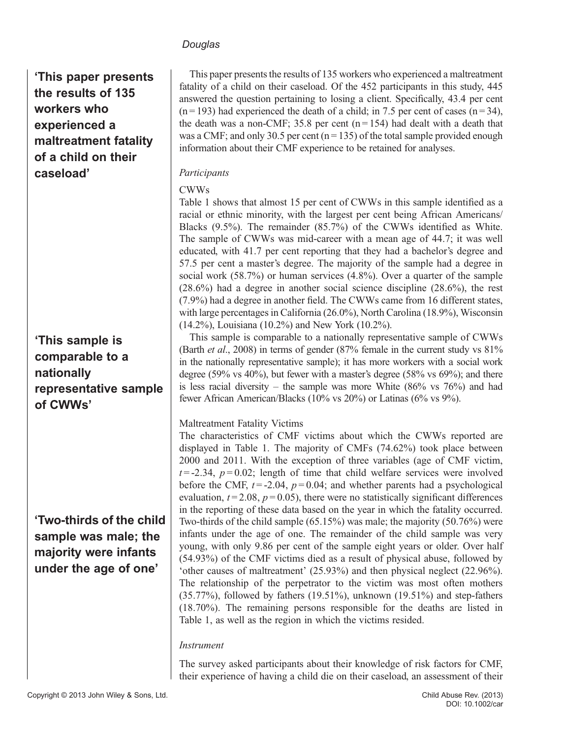> **'This paper presents the results of 135 workers who experienced a maltreatment fatality of a child on their caseload'**

This paper presents the results of 135 workers who experienced a maltreatment fatality of a child on their caseload. Of the 452 participants in this study, 445 answered the question pertaining to losing a client. Specifically, 43.4 per cent (n = 193) had experienced the death of a child; in 7.5 per cent of cases (n = 34), the death was a non-CMF; 35.8 per cent (n = 154) had dealt with a death that was a CMF; and only 30.5 per cent (n = 135) of the total sample provided enough information about their CMF experience to be retained for analyses.

### *Participants*

#### CWWs

Table 1 shows that almost 15 per cent of CWWs in this sample identified as a racial or ethnic minority, with the largest per cent being African Americans/Blacks (9.5%). The remainder (85.7%) of the CWWs identified as White. The sample of CWWs was mid-career with a mean age of 44.7; it was well educated, with 41.7 per cent reporting that they had a bachelor's degree and 57.5 per cent a master's degree. The majority of the sample had a degree in social work (58.7%) or human services (4.8%). Over a quarter of the sample (28.6%) had a degree in another social science discipline (28.6%), the rest (7.9%) had a degree in another field. The CWWs came from 16 different states, with large percentages in California (26.0%), North Carolina (18.9%), Wisconsin (14.2%), Louisiana (10.2%) and New York (10.2%).

> **'This sample is comparable to a nationally representative sample of CWWs'**

This sample is comparable to a nationally representative sample of CWWs (Barth *et al*., 2008) in terms of gender (87% female in the current study vs 81% in the nationally representative sample); it has more workers with a social work degree (59% vs 40%), but fewer with a master's degree (58% vs 69%); and there is less racial diversity – the sample was more White (86% vs 76%) and had fewer African American/Blacks (10% vs 20%) or Latinas (6% vs 9%).

#### Maltreatment Fatality Victims

The characteristics of CMF victims about which the CWWs reported are displayed in Table 1. The majority of CMFs (74.62%) took place between 2000 and 2011. With the exception of three variables (age of CMF victim, $t = -2.34$, $p = 0.02$; length of time that child welfare services were involved before the CMF, $t = -2.04$, $p = 0.04$; and whether parents had a psychological evaluation, $t = 2.08$, $p = 0.05$), there were no statistically significant differences in the reporting of these data based on the year in which the fatality occurred. Two-thirds of the child sample (65.15%) was male; the majority (50.76%) were infants under the age of one. The remainder of the child sample was very young, with only 9.86 per cent of the sample eight years or older. Over half (54.93%) of the CMF victims died as a result of physical abuse, followed by 'other causes of maltreatment' (25.93%) and then physical neglect (22.96%). The relationship of the perpetrator to the victim was most often mothers (35.77%), followed by fathers (19.51%), unknown (19.51%) and step-fathers (18.70%). The remaining persons responsible for the deaths are listed in Table 1, as well as the region in which the victims resided.

> **'Two-thirds of the child sample was male; the majority were infants under the age of one'**

### *Instrument*

The survey asked participants about their knowledge of risk factors for CMF, their experience of having a child die on their caseload, an assessment of their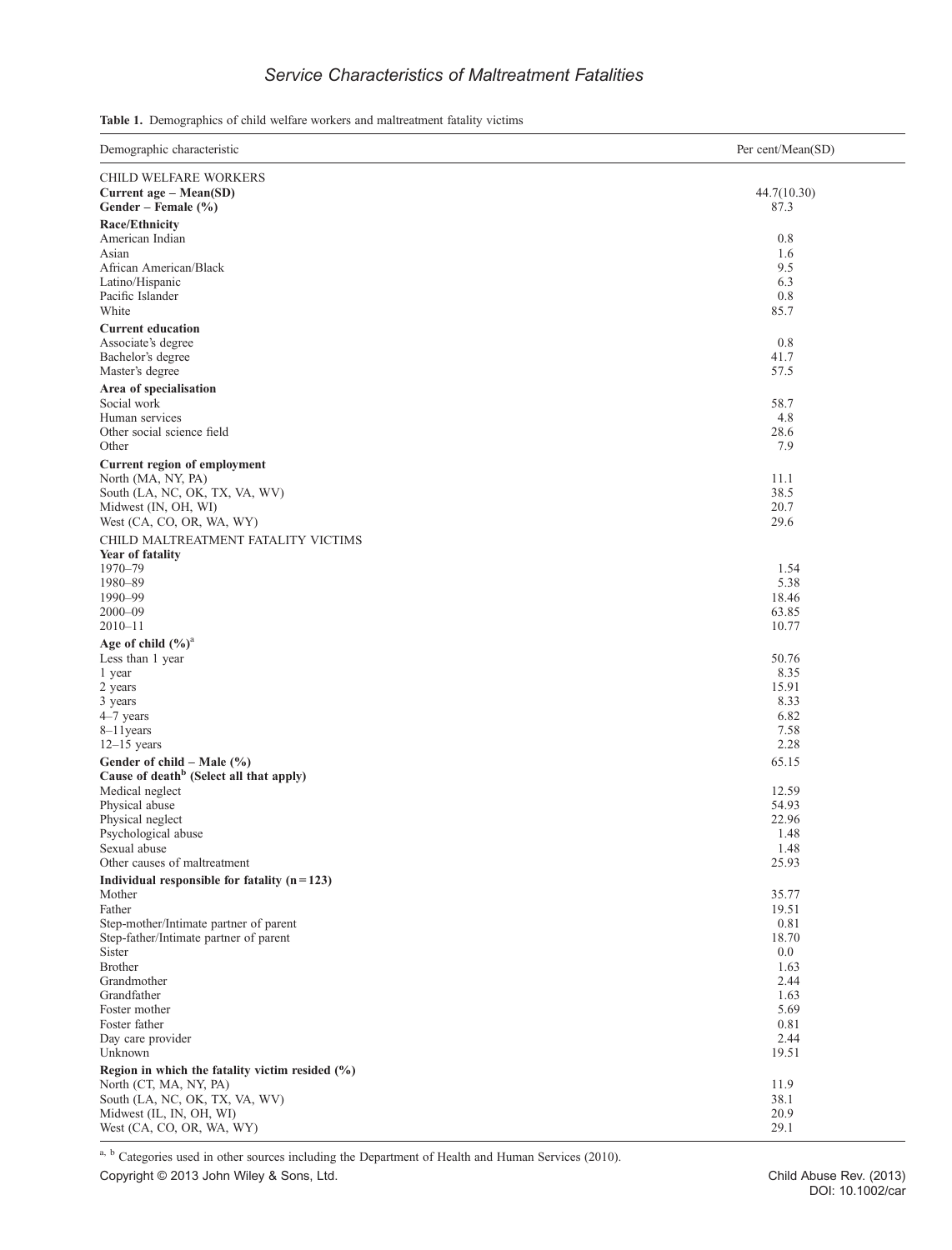**Table 1.** Demographics of child welfare workers and maltreatment fatality victims

| Demographic characteristic | Per cent/Mean(SD) |
|---|---|
| CHILD WELFARE WORKERS | |
| **Current age – Mean(SD)** | 44.7(10.30) |
| **Gender – Female (%)** | 87.3 |
| **Race/Ethnicity** | |
| American Indian | 0.8 |
| Asian | 1.6 |
| African American/Black | 9.5 |
| Latino/Hispanic | 6.3 |
| Pacific Islander | 0.8 |
| White | 85.7 |
| **Current education** | |
| Associate's degree | 0.8 |
| Bachelor's degree | 41.7 |
| Master's degree | 57.5 |
| **Area of specialisation** | |
| Social work | 58.7 |
| Human services | 4.8 |
| Other social science field | 28.6 |
| Other | 7.9 |
| **Current region of employment** | |
| North (MA, NY, PA) | 11.1 |
| South (LA, NC, OK, TX, VA, WV) | 38.5 |
| Midwest (IN, OH, WI) | 20.7 |
| West (CA, CO, OR, WA, WY) | 29.6 |
| CHILD MALTREATMENT FATALITY VICTIMS | |
| **Year of fatality** | |
| 1970–79 | 1.54 |
| 1980–89 | 5.38 |
| 1990–99 | 18.46 |
| 2000–09 | 63.85 |
| 2010–11 | 10.77 |
| **Age of child (%)**[a] | |
| Less than 1 year | 50.76 |
| 1 year | 8.35 |
| 2 years | 15.91 |
| 3 years | 8.33 |
| 4–7 years | 6.82 |
| 8–11years | 7.58 |
| 12–15 years | 2.28 |
| **Gender of child – Male (%)** | 65.15 |
| **Cause of death**[b] **(Select all that apply)** | |
| Medical neglect | 12.59 |
| Physical abuse | 54.93 |
| Physical neglect | 22.96 |
| Psychological abuse | 1.48 |
| Sexual abuse | 1.48 |
| Other causes of maltreatment | 25.93 |
| **Individual responsible for fatality (n = 123)** | |
| Mother | 35.77 |
| Father | 19.51 |
| Step-mother/Intimate partner of parent | 0.81 |
| Step-father/Intimate partner of parent | 18.70 |
| Sister | 0.0 |
| Brother | 1.63 |
| Grandmother | 2.44 |
| Grandfather | 1.63 |
| Foster mother | 5.69 |
| Foster father | 0.81 |
| Day care provider | 2.44 |
| Unknown | 19.51 |
| **Region in which the fatality victim resided (%)** | |
| North (CT, MA, NY, PA) | 11.9 |
| South (LA, NC, OK, TX, VA, WV) | 38.1 |
| Midwest (IL, IN, OH, WI) | 20.9 |
| West (CA, CO, OR, WA, WY) | 29.1 |

[a], [b] Categories used in other sources including the Department of Health and Human Services (2010).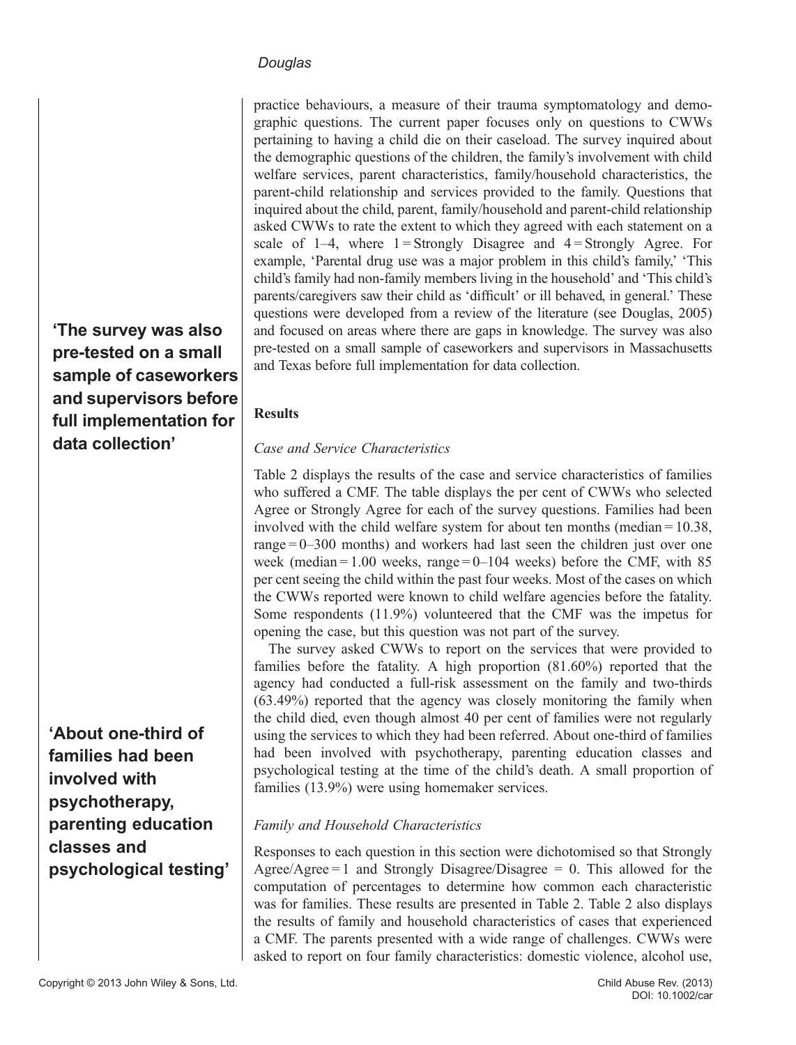practice behaviours, a measure of their trauma symptomatology and demographic questions. The current paper focuses only on questions to CWWs pertaining to having a child die on their caseload. The survey inquired about the demographic questions of the children, the family's involvement with child welfare services, parent characteristics, family/household characteristics, the parent-child relationship and services provided to the family. Questions that inquired about the child, parent, family/household and parent-child relationship asked CWWs to rate the extent to which they agreed with each statement on a scale of 1–4, where 1 = Strongly Disagree and 4 = Strongly Agree. For example, 'Parental drug use was a major problem in this child's family,' 'This child's family had non-family members living in the household' and 'This child's parents/caregivers saw their child as 'difficult' or ill behaved, in general.' These questions were developed from a review of the literature (see Douglas, 2005) and focused on areas where there are gaps in knowledge. The survey was also pre-tested on a small sample of caseworkers and supervisors in Massachusetts and Texas before full implementation for data collection.

**'The survey was also pre-tested on a small sample of caseworkers and supervisors before full implementation for data collection'**

## Results

### *Case and Service Characteristics*

Table 2 displays the results of the case and service characteristics of families who suffered a CMF. The table displays the per cent of CWWs who selected Agree or Strongly Agree for each of the survey questions. Families had been involved with the child welfare system for about ten months (median = 10.38, range = 0–300 months) and workers had last seen the children just over one week (median = 1.00 weeks, range = 0–104 weeks) before the CMF, with 85 per cent seeing the child within the past four weeks. Most of the cases on which the CWWs reported were known to child welfare agencies before the fatality. Some respondents (11.9%) volunteered that the CMF was the impetus for opening the case, but this question was not part of the survey.

The survey asked CWWs to report on the services that were provided to families before the fatality. A high proportion (81.60%) reported that the agency had conducted a full-risk assessment on the family and two-thirds (63.49%) reported that the agency was closely monitoring the family when the child died, even though almost 40 per cent of families were not regularly using the services to which they had been referred. About one-third of families had been involved with psychotherapy, parenting education classes and psychological testing at the time of the child's death. A small proportion of families (13.9%) were using homemaker services.

**'About one-third of families had been involved with psychotherapy, parenting education classes and psychological testing'**

### *Family and Household Characteristics*

Responses to each question in this section were dichotomised so that Strongly Agree/Agree = 1 and Strongly Disagree/Disagree = 0. This allowed for the computation of percentages to determine how common each characteristic was for families. These results are presented in Table 2. Table 2 also displays the results of family and household characteristics of cases that experienced a CMF. The parents presented with a wide range of challenges. CWWs were asked to report on four family characteristics: domestic violence, alcohol use,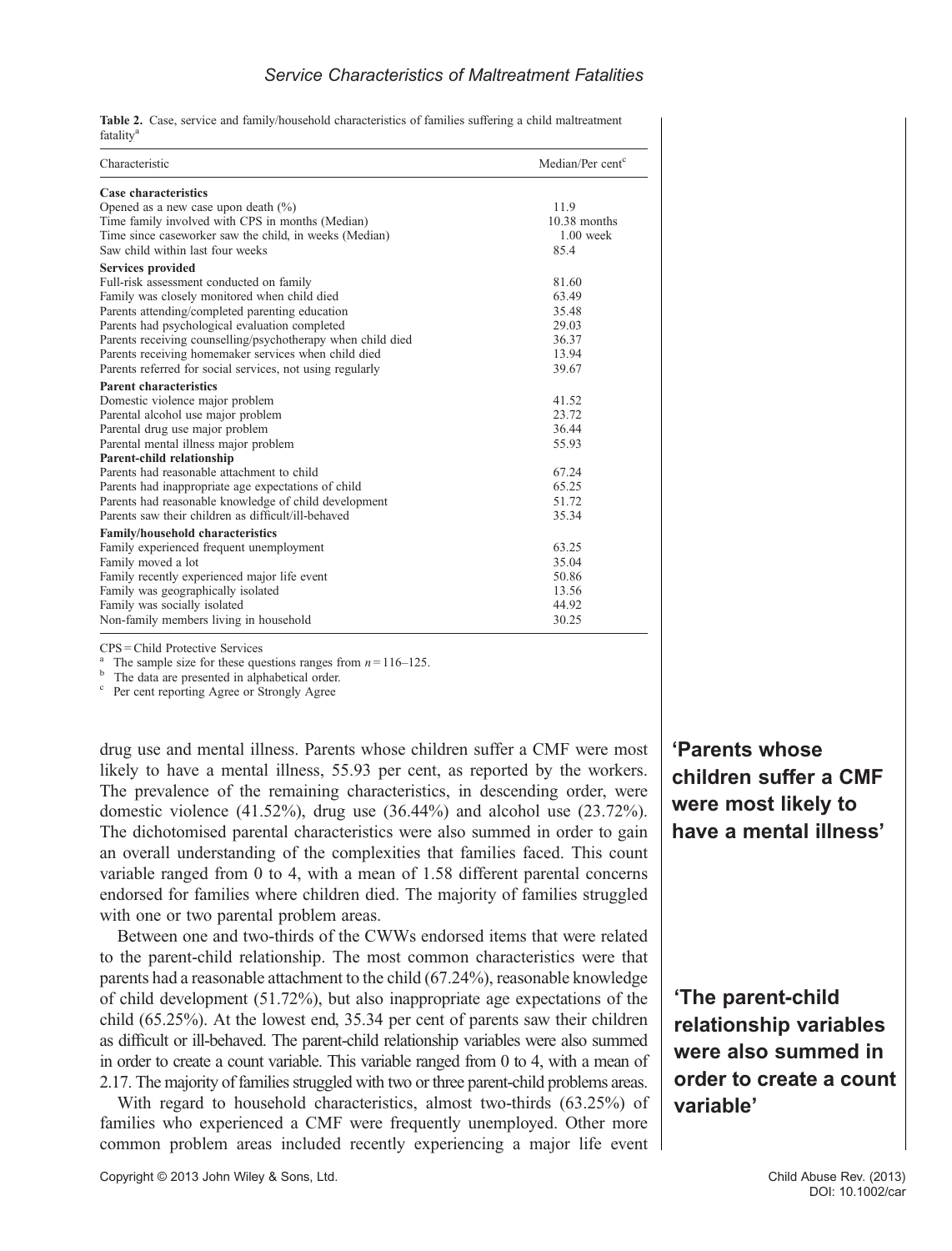**Table 2.** Case, service and family/household characteristics of families suffering a child maltreatment fatality[a]

| Characteristic | Median/Per cent[c] |
|---|---|
| **Case characteristics** | |
| Opened as a new case upon death (%) | 11.9 |
| Time family involved with CPS in months (Median) | 10.38 months |
| Time since caseworker saw the child, in weeks (Median) | 1.00 week |
| Saw child within last four weeks | 85.4 |
| **Services provided** | |
| Full-risk assessment conducted on family | 81.60 |
| Family was closely monitored when child died | 63.49 |
| Parents attending/completed parenting education | 35.48 |
| Parents had psychological evaluation completed | 29.03 |
| Parents receiving counselling/psychotherapy when child died | 36.37 |
| Parents receiving homemaker services when child died | 13.94 |
| Parents referred for social services, not using regularly | 39.67 |
| **Parent characteristics** | |
| Domestic violence major problem | 41.52 |
| Parental alcohol use major problem | 23.72 |
| Parental drug use major problem | 36.44 |
| Parental mental illness major problem | 55.93 |
| **Parent-child relationship** | |
| Parents had reasonable attachment to child | 67.24 |
| Parents had inappropriate age expectations of child | 65.25 |
| Parents had reasonable knowledge of child development | 51.72 |
| Parents saw their children as difficult/ill-behaved | 35.34 |
| **Family/household characteristics** | |
| Family experienced frequent unemployment | 63.25 |
| Family moved a lot | 35.04 |
| Family recently experienced major life event | 50.86 |
| Family was geographically isolated | 13.56 |
| Family was socially isolated | 44.92 |
| Non-family members living in household | 30.25 |

CPS = Child Protective Services

[a] The sample size for these questions ranges from $n = 116$–125.

[b] The data are presented in alphabetical order.

[c] Per cent reporting Agree or Strongly Agree

drug use and mental illness. Parents whose children suffer a CMF were most likely to have a mental illness, 55.93 per cent, as reported by the workers. The prevalence of the remaining characteristics, in descending order, were domestic violence (41.52%), drug use (36.44%) and alcohol use (23.72%). The dichotomised parental characteristics were also summed in order to gain an overall understanding of the complexities that families faced. This count variable ranged from 0 to 4, with a mean of 1.58 different parental concerns endorsed for families where children died. The majority of families struggled with one or two parental problem areas.

**'Parents whose children suffer a CMF were most likely to have a mental illness'**

Between one and two-thirds of the CWWs endorsed items that were related to the parent-child relationship. The most common characteristics were that parents had a reasonable attachment to the child (67.24%), reasonable knowledge of child development (51.72%), but also inappropriate age expectations of the child (65.25%). At the lowest end, 35.34 per cent of parents saw their children as difficult or ill-behaved. The parent-child relationship variables were also summed in order to create a count variable. This variable ranged from 0 to 4, with a mean of 2.17. The majority of families struggled with two or three parent-child problems areas.

**'The parent-child relationship variables were also summed in order to create a count variable'**

With regard to household characteristics, almost two-thirds (63.25%) of families who experienced a CMF were frequently unemployed. Other more common problem areas included recently experiencing a major life event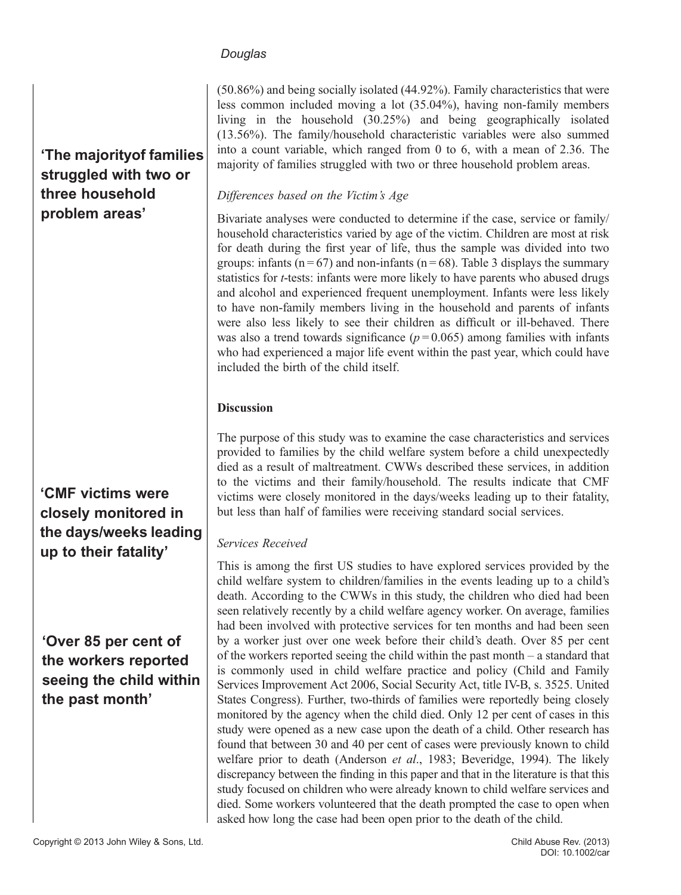(50.86%) and being socially isolated (44.92%). Family characteristics that were less common included moving a lot (35.04%), having non-family members living in the household (30.25%) and being geographically isolated (13.56%). The family/household characteristic variables were also summed into a count variable, which ranged from 0 to 6, with a mean of 2.36. The majority of families struggled with two or three household problem areas.

**'The majorityof families struggled with two or three household problem areas'**

### *Differences based on the Victim's Age*

Bivariate analyses were conducted to determine if the case, service or family/household characteristics varied by age of the victim. Children are most at risk for death during the first year of life, thus the sample was divided into two groups: infants (n = 67) and non-infants (n = 68). Table 3 displays the summary statistics for *t*-tests: infants were more likely to have parents who abused drugs and alcohol and experienced frequent unemployment. Infants were less likely to have non-family members living in the household and parents of infants were also less likely to see their children as difficult or ill-behaved. There was also a trend towards significance ($p = 0.065$) among families with infants who had experienced a major life event within the past year, which could have included the birth of the child itself.

## Discussion

The purpose of this study was to examine the case characteristics and services provided to families by the child welfare system before a child unexpectedly died as a result of maltreatment. CWWs described these services, in addition to the victims and their family/household. The results indicate that CMF victims were closely monitored in the days/weeks leading up to their fatality, but less than half of families were receiving standard social services.

**'CMF victims were closely monitored in the days/weeks leading up to their fatality'**

### *Services Received*

This is among the first US studies to have explored services provided by the child welfare system to children/families in the events leading up to a child's death. According to the CWWs in this study, the children who died had been seen relatively recently by a child welfare agency worker. On average, families had been involved with protective services for ten months and had been seen by a worker just over one week before their child's death. Over 85 per cent of the workers reported seeing the child within the past month – a standard that is commonly used in child welfare practice and policy (Child and Family Services Improvement Act 2006, Social Security Act, title IV-B, s. 3525. United States Congress). Further, two-thirds of families were reportedly being closely monitored by the agency when the child died. Only 12 per cent of cases in this study were opened as a new case upon the death of a child. Other research has found that between 30 and 40 per cent of cases were previously known to child welfare prior to death (Anderson *et al*., 1983; Beveridge, 1994). The likely discrepancy between the finding in this paper and that in the literature is that this study focused on children who were already known to child welfare services and died. Some workers volunteered that the death prompted the case to open when asked how long the case had been open prior to the death of the child.

**'Over 85 per cent of the workers reported seeing the child within the past month'**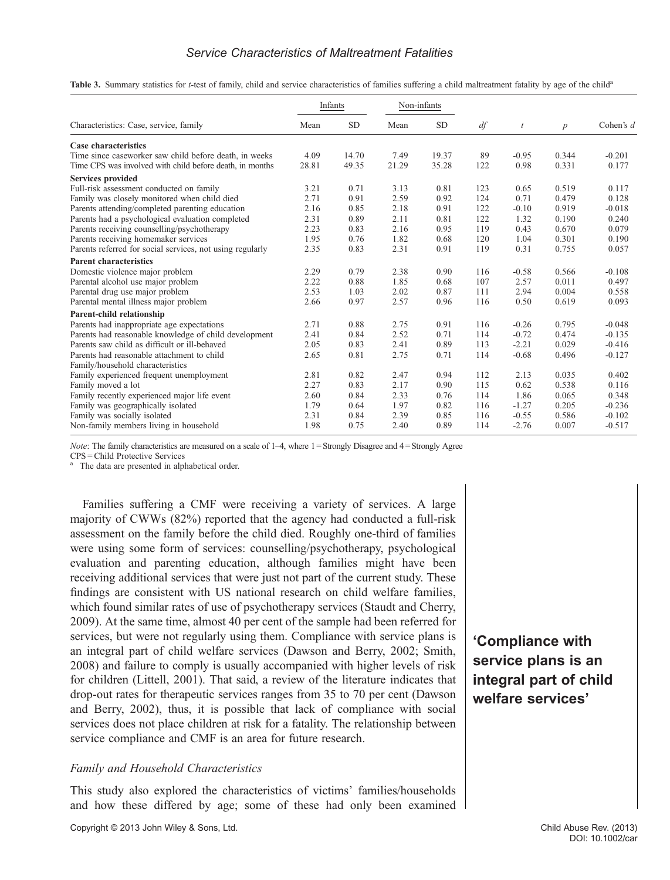**Table 3.** Summary statistics for *t*-test of family, child and service characteristics of families suffering a child maltreatment fatality by age of the child[a]

| Characteristics: Case, service, family | Infants | | Non-infants | | | | | |
|---|---|---|---|---|---|---|---|---|
| | Mean | SD | Mean | SD | *df* | *t* | *p* | Cohen's *d* |
| **Case characteristics** | | | | | | | | |
| Time since caseworker saw child before death, in weeks | 4.09 | 14.70 | 7.49 | 19.37 | 89 | -0.95 | 0.344 | -0.201 |
| Time CPS was involved with child before death, in months | 28.81 | 49.35 | 21.29 | 35.28 | 122 | 0.98 | 0.331 | 0.177 |
| **Services provided** | | | | | | | | |
| Full-risk assessment conducted on family | 3.21 | 0.71 | 3.13 | 0.81 | 123 | 0.65 | 0.519 | 0.117 |
| Family was closely monitored when child died | 2.71 | 0.91 | 2.59 | 0.92 | 124 | 0.71 | 0.479 | 0.128 |
| Parents attending/completed parenting education | 2.16 | 0.85 | 2.18 | 0.91 | 122 | -0.10 | 0.919 | -0.018 |
| Parents had a psychological evaluation completed | 2.31 | 0.89 | 2.11 | 0.81 | 122 | 1.32 | 0.190 | 0.240 |
| Parents receiving counselling/psychotherapy | 2.23 | 0.83 | 2.16 | 0.95 | 119 | 0.43 | 0.670 | 0.079 |
| Parents receiving homemaker services | 1.95 | 0.76 | 1.82 | 0.68 | 120 | 1.04 | 0.301 | 0.190 |
| Parents referred for social services, not using regularly | 2.35 | 0.83 | 2.31 | 0.91 | 119 | 0.31 | 0.755 | 0.057 |
| **Parent characteristics** | | | | | | | | |
| Domestic violence major problem | 2.29 | 0.79 | 2.38 | 0.90 | 116 | -0.58 | 0.566 | -0.108 |
| Parental alcohol use major problem | 2.22 | 0.88 | 1.85 | 0.68 | 107 | 2.57 | 0.011 | 0.497 |
| Parental drug use major problem | 2.53 | 1.03 | 2.02 | 0.87 | 111 | 2.94 | 0.004 | 0.558 |
| Parental mental illness major problem | 2.66 | 0.97 | 2.57 | 0.96 | 116 | 0.50 | 0.619 | 0.093 |
| **Parent-child relationship** | | | | | | | | |
| Parents had inappropriate age expectations | 2.71 | 0.88 | 2.75 | 0.91 | 116 | -0.26 | 0.795 | -0.048 |
| Parents had reasonable knowledge of child development | 2.41 | 0.84 | 2.52 | 0.71 | 114 | -0.72 | 0.474 | -0.135 |
| Parents saw child as difficult or ill-behaved | 2.05 | 0.83 | 2.41 | 0.89 | 113 | -2.21 | 0.029 | -0.416 |
| Parents had reasonable attachment to child | 2.65 | 0.81 | 2.75 | 0.71 | 114 | -0.68 | 0.496 | -0.127 |
| Family/household characteristics | | | | | | | | |
| Family experienced frequent unemployment | 2.81 | 0.82 | 2.47 | 0.94 | 112 | 2.13 | 0.035 | 0.402 |
| Family moved a lot | 2.27 | 0.83 | 2.17 | 0.90 | 115 | 0.62 | 0.538 | 0.116 |
| Family recently experienced major life event | 2.60 | 0.84 | 2.33 | 0.76 | 114 | 1.86 | 0.065 | 0.348 |
| Family was geographically isolated | 1.79 | 0.64 | 1.97 | 0.82 | 116 | -1.27 | 0.205 | -0.236 |
| Family was socially isolated | 2.31 | 0.84 | 2.39 | 0.85 | 116 | -0.55 | 0.586 | -0.102 |
| Non-family members living in household | 1.98 | 0.75 | 2.40 | 0.89 | 114 | -2.76 | 0.007 | -0.517 |

*Note*: The family characteristics are measured on a scale of 1–4, where 1 = Strongly Disagree and 4 = Strongly Agree

CPS = Child Protective Services

[a] The data are presented in alphabetical order.

Families suffering a CMF were receiving a variety of services. A large majority of CWWs (82%) reported that the agency had conducted a full-risk assessment on the family before the child died. Roughly one-third of families were using some form of services: counselling/psychotherapy, psychological evaluation and parenting education, although families might have been receiving additional services that were just not part of the current study. These findings are consistent with US national research on child welfare families, which found similar rates of use of psychotherapy services (Staudt and Cherry, 2009). At the same time, almost 40 per cent of the sample had been referred for services, but were not regularly using them. Compliance with service plans is an integral part of child welfare services (Dawson and Berry, 2002; Smith, 2008) and failure to comply is usually accompanied with higher levels of risk for children (Littell, 2001). That said, a review of the literature indicates that drop-out rates for therapeutic services ranges from 35 to 70 per cent (Dawson and Berry, 2002), thus, it is possible that lack of compliance with social services does not place children at risk for a fatality. The relationship between service compliance and CMF is an area for future research.

**'Compliance with service plans is an integral part of child welfare services'**

### *Family and Household Characteristics*

This study also explored the characteristics of victims' families/households and how these differed by age; some of these had only been examined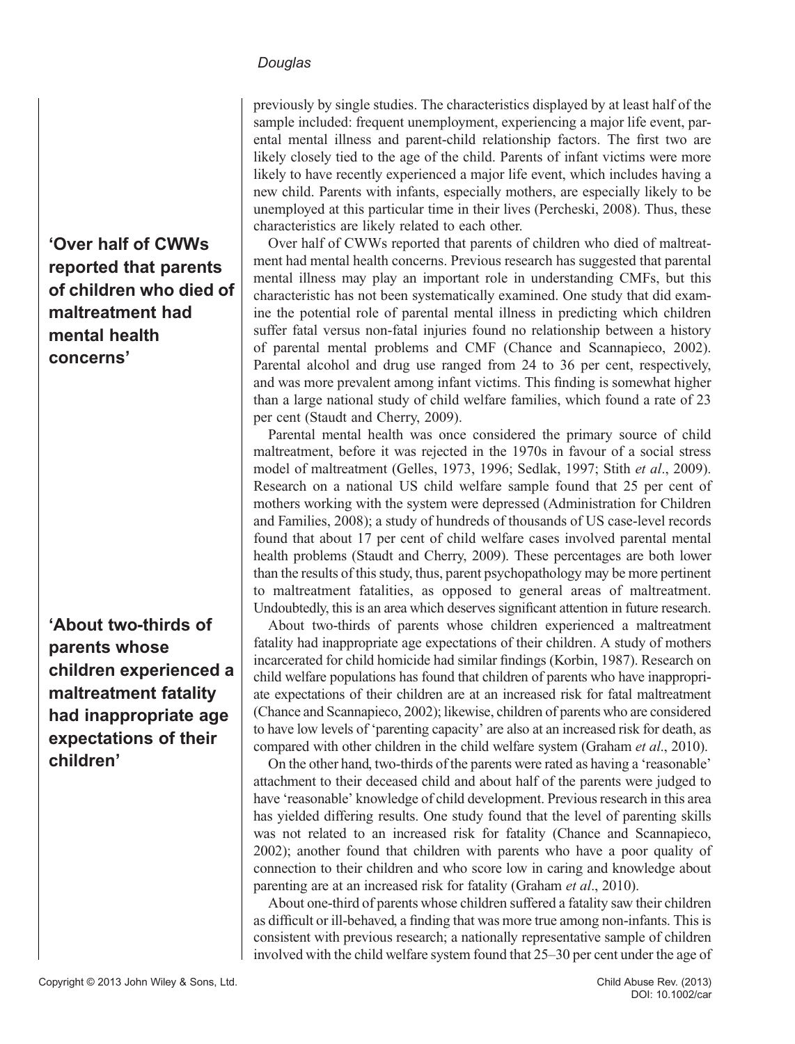previously by single studies. The characteristics displayed by at least half of the sample included: frequent unemployment, experiencing a major life event, parental mental illness and parent-child relationship factors. The first two are likely closely tied to the age of the child. Parents of infant victims were more likely to have recently experienced a major life event, which includes having a new child. Parents with infants, especially mothers, are especially likely to be unemployed at this particular time in their lives (Percheski, 2008). Thus, these characteristics are likely related to each other.

**'Over half of CWWs reported that parents of children who died of maltreatment had mental health concerns'**

Over half of CWWs reported that parents of children who died of maltreatment had mental health concerns. Previous research has suggested that parental mental illness may play an important role in understanding CMFs, but this characteristic has not been systematically examined. One study that did examine the potential role of parental mental illness in predicting which children suffer fatal versus non-fatal injuries found no relationship between a history of parental mental problems and CMF (Chance and Scannapieco, 2002). Parental alcohol and drug use ranged from 24 to 36 per cent, respectively, and was more prevalent among infant victims. This finding is somewhat higher than a large national study of child welfare families, which found a rate of 23 per cent (Staudt and Cherry, 2009).

Parental mental health was once considered the primary source of child maltreatment, before it was rejected in the 1970s in favour of a social stress model of maltreatment (Gelles, 1973, 1996; Sedlak, 1997; Stith *et al*., 2009). Research on a national US child welfare sample found that 25 per cent of mothers working with the system were depressed (Administration for Children and Families, 2008); a study of hundreds of thousands of US case-level records found that about 17 per cent of child welfare cases involved parental mental health problems (Staudt and Cherry, 2009). These percentages are both lower than the results of this study, thus, parent psychopathology may be more pertinent to maltreatment fatalities, as opposed to general areas of maltreatment. Undoubtedly, this is an area which deserves significant attention in future research.

**'About two-thirds of parents whose children experienced a maltreatment fatality had inappropriate age expectations of their children'**

About two-thirds of parents whose children experienced a maltreatment fatality had inappropriate age expectations of their children. A study of mothers incarcerated for child homicide had similar findings (Korbin, 1987). Research on child welfare populations has found that children of parents who have inappropriate expectations of their children are at an increased risk for fatal maltreatment (Chance and Scannapieco, 2002); likewise, children of parents who are considered to have low levels of 'parenting capacity' are also at an increased risk for death, as compared with other children in the child welfare system (Graham *et al*., 2010).

On the other hand, two-thirds of the parents were rated as having a 'reasonable' attachment to their deceased child and about half of the parents were judged to have 'reasonable' knowledge of child development. Previous research in this area has yielded differing results. One study found that the level of parenting skills was not related to an increased risk for fatality (Chance and Scannapieco, 2002); another found that children with parents who have a poor quality of connection to their children and who score low in caring and knowledge about parenting are at an increased risk for fatality (Graham *et al*., 2010).

About one-third of parents whose children suffered a fatality saw their children as difficult or ill-behaved, a finding that was more true among non-infants. This is consistent with previous research; a nationally representative sample of children involved with the child welfare system found that 25–30 per cent under the age of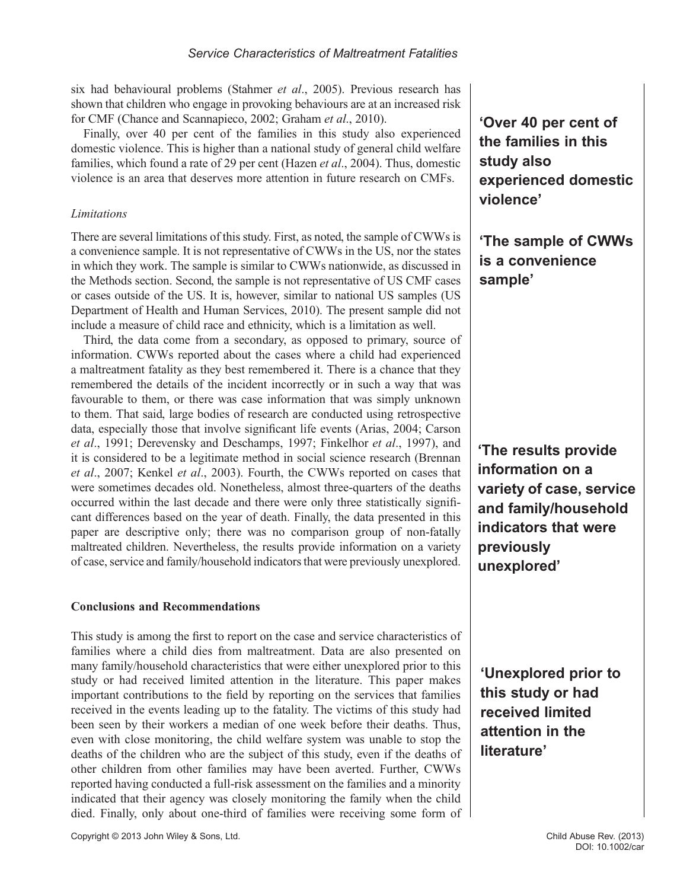six had behavioural problems (Stahmer *et al*., 2005). Previous research has shown that children who engage in provoking behaviours are at an increased risk for CMF (Chance and Scannapieco, 2002; Graham *et al*., 2010).

Finally, over 40 per cent of the families in this study also experienced domestic violence. This is higher than a national study of general child welfare families, which found a rate of 29 per cent (Hazen *et al*., 2004). Thus, domestic violence is an area that deserves more attention in future research on CMFs.

**'Over 40 per cent of the families in this study also experienced domestic violence'**

### *Limitations*

There are several limitations of this study. First, as noted, the sample of CWWs is a convenience sample. It is not representative of CWWs in the US, nor the states in which they work. The sample is similar to CWWs nationwide, as discussed in the Methods section. Second, the sample is not representative of US CMF cases or cases outside of the US. It is, however, similar to national US samples (US Department of Health and Human Services, 2010). The present sample did not include a measure of child race and ethnicity, which is a limitation as well.

**'The sample of CWWs is a convenience sample'**

Third, the data come from a secondary, as opposed to primary, source of information. CWWs reported about the cases where a child had experienced a maltreatment fatality as they best remembered it. There is a chance that they remembered the details of the incident incorrectly or in such a way that was favourable to them, or there was case information that was simply unknown to them. That said, large bodies of research are conducted using retrospective data, especially those that involve significant life events (Arias, 2004; Carson *et al*., 1991; Derevensky and Deschamps, 1997; Finkelhor *et al*., 1997), and it is considered to be a legitimate method in social science research (Brennan *et al*., 2007; Kenkel *et al*., 2003). Fourth, the CWWs reported on cases that were sometimes decades old. Nonetheless, almost three-quarters of the deaths occurred within the last decade and there were only three statistically significant differences based on the year of death. Finally, the data presented in this paper are descriptive only; there was no comparison group of non-fatally maltreated children. Nevertheless, the results provide information on a variety of case, service and family/household indicators that were previously unexplored.

**'The results provide information on a variety of case, service and family/household indicators that were previously unexplored'**

## Conclusions and Recommendations

This study is among the first to report on the case and service characteristics of families where a child dies from maltreatment. Data are also presented on many family/household characteristics that were either unexplored prior to this study or had received limited attention in the literature. This paper makes important contributions to the field by reporting on the services that families received in the events leading up to the fatality. The victims of this study had been seen by their workers a median of one week before their deaths. Thus, even with close monitoring, the child welfare system was unable to stop the deaths of the children who are the subject of this study, even if the deaths of other children from other families may have been averted. Further, CWWs reported having conducted a full-risk assessment on the families and a minority indicated that their agency was closely monitoring the family when the child died. Finally, only about one-third of families were receiving some form of

**'Unexplored prior to this study or had received limited attention in the literature'**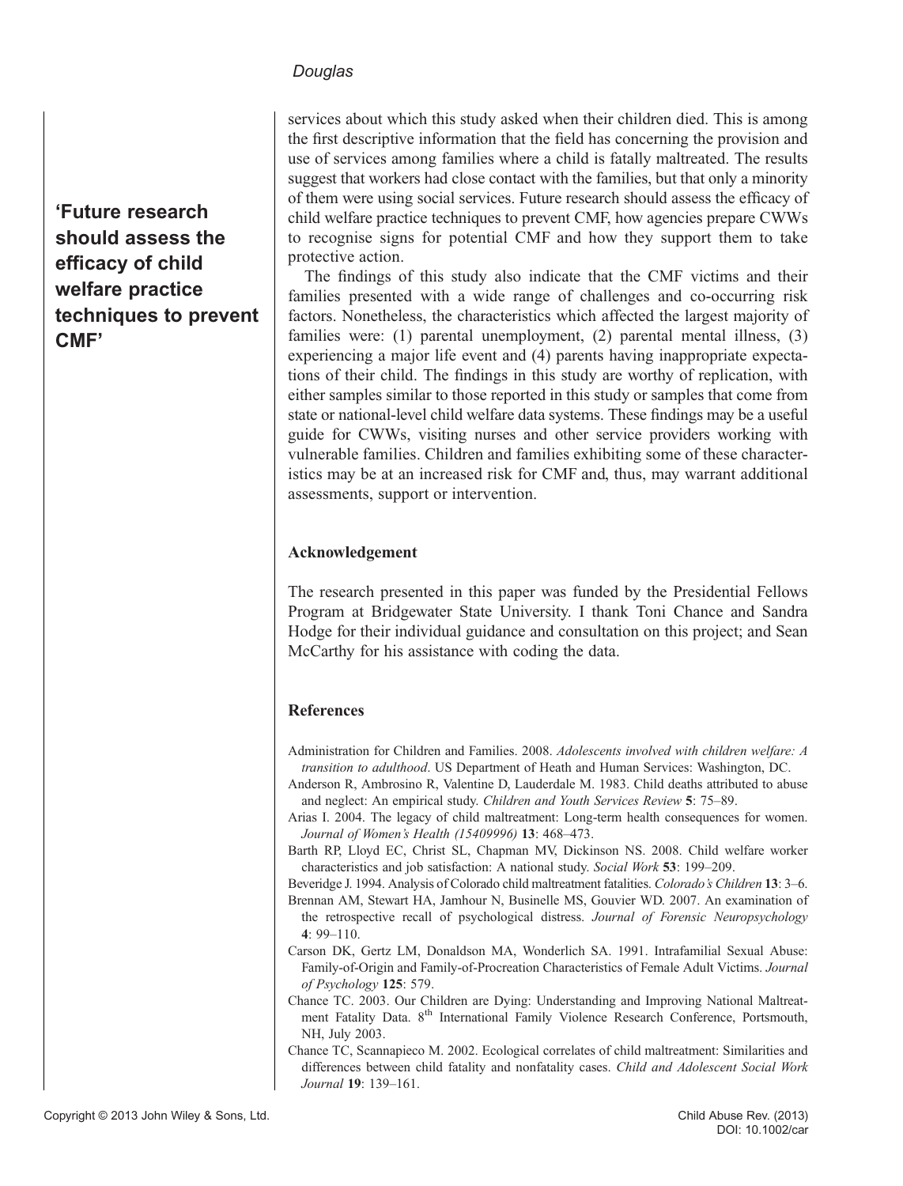services about which this study asked when their children died. This is among the first descriptive information that the field has concerning the provision and use of services among families where a child is fatally maltreated. The results suggest that workers had close contact with the families, but that only a minority of them were using social services. Future research should assess the efficacy of child welfare practice techniques to prevent CMF, how agencies prepare CWWs to recognise signs for potential CMF and how they support them to take protective action.

**'Future research should assess the efficacy of child welfare practice techniques to prevent CMF'**

The findings of this study also indicate that the CMF victims and their families presented with a wide range of challenges and co-occurring risk factors. Nonetheless, the characteristics which affected the largest majority of families were: (1) parental unemployment, (2) parental mental illness, (3) experiencing a major life event and (4) parents having inappropriate expectations of their child. The findings in this study are worthy of replication, with either samples similar to those reported in this study or samples that come from state or national-level child welfare data systems. These findings may be a useful guide for CWWs, visiting nurses and other service providers working with vulnerable families. Children and families exhibiting some of these characteristics may be at an increased risk for CMF and, thus, may warrant additional assessments, support or intervention.

## Acknowledgement

The research presented in this paper was funded by the Presidential Fellows Program at Bridgewater State University. I thank Toni Chance and Sandra Hodge for their individual guidance and consultation on this project; and Sean McCarthy for his assistance with coding the data.

## References

Administration for Children and Families. 2008. *Adolescents involved with children welfare: A transition to adulthood*. US Department of Heath and Human Services: Washington, DC.

Anderson R, Ambrosino R, Valentine D, Lauderdale M. 1983. Child deaths attributed to abuse and neglect: An empirical study. *Children and Youth Services Review* **5**: 75–89.

Arias I. 2004. The legacy of child maltreatment: Long-term health consequences for women. *Journal of Women's Health (15409996)* **13**: 468–473.

Barth RP, Lloyd EC, Christ SL, Chapman MV, Dickinson NS. 2008. Child welfare worker characteristics and job satisfaction: A national study. *Social Work* **53**: 199–209.

Beveridge J. 1994. Analysis of Colorado child maltreatment fatalities. *Colorado's Children* **13**: 3–6.

Brennan AM, Stewart HA, Jamhour N, Businelle MS, Gouvier WD. 2007. An examination of the retrospective recall of psychological distress. *Journal of Forensic Neuropsychology* **4**: 99–110.

Carson DK, Gertz LM, Donaldson MA, Wonderlich SA. 1991. Intrafamilial Sexual Abuse: Family-of-Origin and Family-of-Procreation Characteristics of Female Adult Victims. *Journal of Psychology* **125**: 579.

Chance TC. 2003. Our Children are Dying: Understanding and Improving National Maltreatment Fatality Data. 8th International Family Violence Research Conference, Portsmouth, NH, July 2003.

Chance TC, Scannapieco M. 2002. Ecological correlates of child maltreatment: Similarities and differences between child fatality and nonfatality cases. *Child and Adolescent Social Work Journal* **19**: 139–161.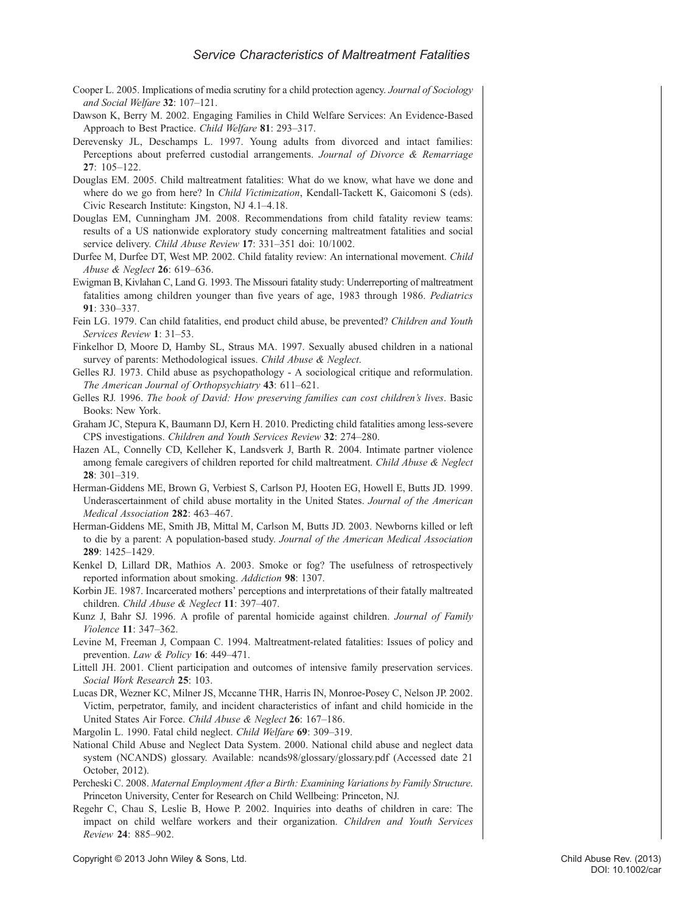Cooper L. 2005. Implications of media scrutiny for a child protection agency. *Journal of Sociology and Social Welfare* **32**: 107–121.

Dawson K, Berry M. 2002. Engaging Families in Child Welfare Services: An Evidence-Based Approach to Best Practice. *Child Welfare* **81**: 293–317.

Derevensky JL, Deschamps L. 1997. Young adults from divorced and intact families: Perceptions about preferred custodial arrangements. *Journal of Divorce & Remarriage* **27**: 105–122.

Douglas EM. 2005. Child maltreatment fatalities: What do we know, what have we done and where do we go from here? In *Child Victimization*, Kendall-Tackett K, Gaicomoni S (eds). Civic Research Institute: Kingston, NJ 4.1–4.18.

Douglas EM, Cunningham JM. 2008. Recommendations from child fatality review teams: results of a US nationwide exploratory study concerning maltreatment fatalities and social service delivery. *Child Abuse Review* **17**: 331–351 doi: 10/1002.

Durfee M, Durfee DT, West MP. 2002. Child fatality review: An international movement. *Child Abuse & Neglect* **26**: 619–636.

Ewigman B, Kivlahan C, Land G. 1993. The Missouri fatality study: Underreporting of maltreatment fatalities among children younger than five years of age, 1983 through 1986. *Pediatrics* **91**: 330–337.

Fein LG. 1979. Can child fatalities, end product child abuse, be prevented? *Children and Youth Services Review* **1**: 31–53.

Finkelhor D, Moore D, Hamby SL, Straus MA. 1997. Sexually abused children in a national survey of parents: Methodological issues. *Child Abuse & Neglect*.

Gelles RJ. 1973. Child abuse as psychopathology - A sociological critique and reformulation. *The American Journal of Orthopsychiatry* **43**: 611–621.

Gelles RJ. 1996. *The book of David: How preserving families can cost children's lives*. Basic Books: New York.

Graham JC, Stepura K, Baumann DJ, Kern H. 2010. Predicting child fatalities among less-severe CPS investigations. *Children and Youth Services Review* **32**: 274–280.

Hazen AL, Connelly CD, Kelleher K, Landsverk J, Barth R. 2004. Intimate partner violence among female caregivers of children reported for child maltreatment. *Child Abuse & Neglect* **28**: 301–319.

Herman-Giddens ME, Brown G, Verbiest S, Carlson PJ, Hooten EG, Howell E, Butts JD. 1999. Underascertainment of child abuse mortality in the United States. *Journal of the American Medical Association* **282**: 463–467.

Herman-Giddens ME, Smith JB, Mittal M, Carlson M, Butts JD. 2003. Newborns killed or left to die by a parent: A population-based study. *Journal of the American Medical Association* **289**: 1425–1429.

Kenkel D, Lillard DR, Mathios A. 2003. Smoke or fog? The usefulness of retrospectively reported information about smoking. *Addiction* **98**: 1307.

Korbin JE. 1987. Incarcerated mothers' perceptions and interpretations of their fatally maltreated children. *Child Abuse & Neglect* **11**: 397–407.

Kunz J, Bahr SJ. 1996. A profile of parental homicide against children. *Journal of Family Violence* **11**: 347–362.

Levine M, Freeman J, Compaan C. 1994. Maltreatment-related fatalities: Issues of policy and prevention. *Law & Policy* **16**: 449–471.

Littell JH. 2001. Client participation and outcomes of intensive family preservation services. *Social Work Research* **25**: 103.

Lucas DR, Wezner KC, Milner JS, Mccanne THR, Harris IN, Monroe-Posey C, Nelson JP. 2002. Victim, perpetrator, family, and incident characteristics of infant and child homicide in the United States Air Force. *Child Abuse & Neglect* **26**: 167–186.

Margolin L. 1990. Fatal child neglect. *Child Welfare* **69**: 309–319.

National Child Abuse and Neglect Data System. 2000. National child abuse and neglect data system (NCANDS) glossary. Available: ncands98/glossary/glossary.pdf (Accessed date 21 October, 2012).

Percheski C. 2008. *Maternal Employment After a Birth: Examining Variations by Family Structure*. Princeton University, Center for Research on Child Wellbeing: Princeton, NJ.

Regehr C, Chau S, Leslie B, Howe P. 2002. Inquiries into deaths of children in care: The impact on child welfare workers and their organization. *Children and Youth Services Review* **24**: 885–902.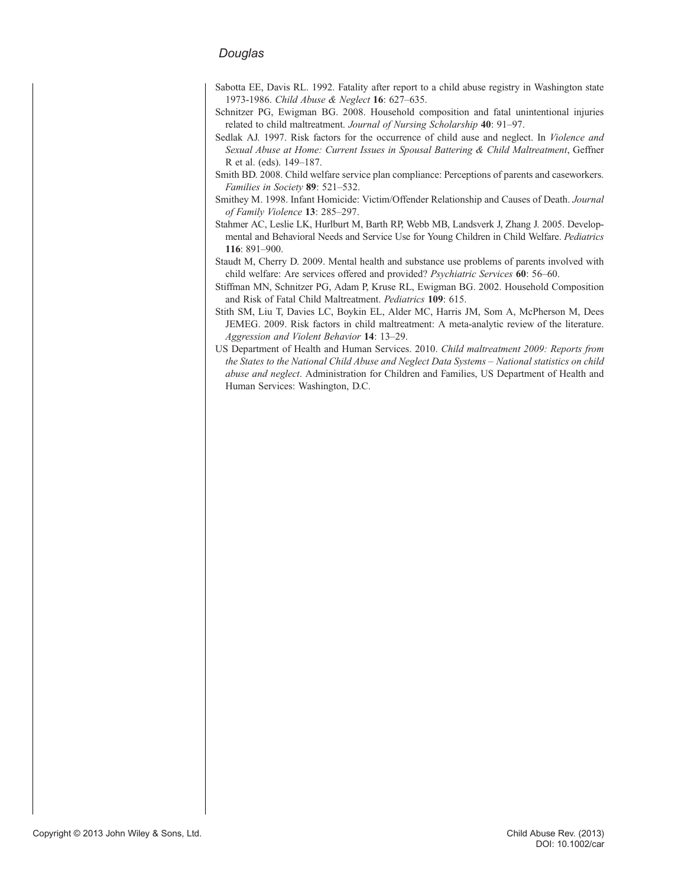Sabotta EE, Davis RL. 1992. Fatality after report to a child abuse registry in Washington state 1973-1986. *Child Abuse & Neglect* **16**: 627–635.

Schnitzer PG, Ewigman BG. 2008. Household composition and fatal unintentional injuries related to child maltreatment. *Journal of Nursing Scholarship* **40**: 91–97.

Sedlak AJ. 1997. Risk factors for the occurrence of child ause and neglect. In *Violence and Sexual Abuse at Home: Current Issues in Spousal Battering & Child Maltreatment*, Geffner R et al. (eds). 149–187.

Smith BD. 2008. Child welfare service plan compliance: Perceptions of parents and caseworkers. *Families in Society* **89**: 521–532.

Smithey M. 1998. Infant Homicide: Victim/Offender Relationship and Causes of Death. *Journal of Family Violence* **13**: 285–297.

Stahmer AC, Leslie LK, Hurlburt M, Barth RP, Webb MB, Landsverk J, Zhang J. 2005. Developmental and Behavioral Needs and Service Use for Young Children in Child Welfare. *Pediatrics* **116**: 891–900.

Staudt M, Cherry D. 2009. Mental health and substance use problems of parents involved with child welfare: Are services offered and provided? *Psychiatric Services* **60**: 56–60.

Stiffman MN, Schnitzer PG, Adam P, Kruse RL, Ewigman BG. 2002. Household Composition and Risk of Fatal Child Maltreatment. *Pediatrics* **109**: 615.

Stith SM, Liu T, Davies LC, Boykin EL, Alder MC, Harris JM, Som A, McPherson M, Dees JEMEG. 2009. Risk factors in child maltreatment: A meta-analytic review of the literature. *Aggression and Violent Behavior* **14**: 13–29.

US Department of Health and Human Services. 2010. *Child maltreatment 2009: Reports from the States to the National Child Abuse and Neglect Data Systems – National statistics on child abuse and neglect*. Administration for Children and Families, US Department of Health and Human Services: Washington, D.C.